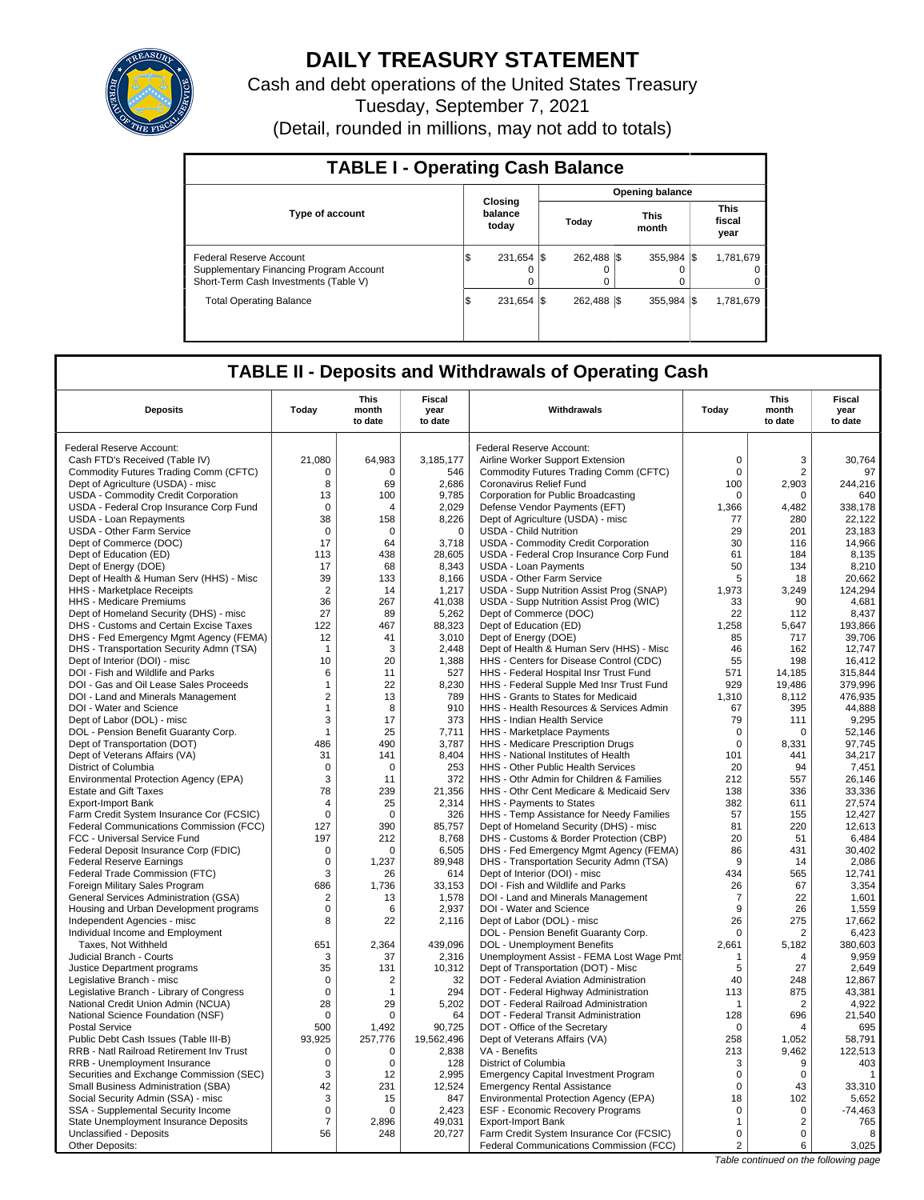# DAILY TREASURY STATEMENT

Cash and debt operations of the United States Treasury

Tuesday, September 7, 2021

(Detail, rounded in millions, may not add to totals)

## TABLE I - Operating Cash Balance

| Type of account | Closing balance today | Opening balance Today | Opening balance This month | Opening balance This fiscal year |
|---|---|---|---|---|
| Federal Reserve Account | $ 231,654 | $ 262,488 | $ 355,984 | $ 1,781,679 |
| Supplementary Financing Program Account | 0 | 0 | 0 | 0 |
| Short-Term Cash Investments (Table V) | 0 | 0 | 0 | 0 |
| Total Operating Balance | $ 231,654 | $ 262,488 | $ 355,984 | $ 1,781,679 |

## TABLE II - Deposits and Withdrawals of Operating Cash

| Deposits | Today | This month to date | Fiscal year to date | Withdrawals | Today | This month to date | Fiscal year to date |
|---|---|---|---|---|---|---|---|
| Federal Reserve Account: | | | | Federal Reserve Account: | | | |
| Cash FTD's Received (Table IV) | 21,080 | 64,983 | 3,185,177 | Airline Worker Support Extension | 0 | 3 | 30,764 |
| Commodity Futures Trading Comm (CFTC) | 0 | 0 | 546 | Commodity Futures Trading Comm (CFTC) | 0 | 2 | 97 |
| Dept of Agriculture (USDA) - misc | 8 | 69 | 2,686 | Coronavirus Relief Fund | 100 | 2,903 | 244,216 |
| USDA - Commodity Credit Corporation | 13 | 100 | 9,785 | Corporation for Public Broadcasting | 0 | 0 | 640 |
| USDA - Federal Crop Insurance Corp Fund | 0 | 4 | 2,029 | Defense Vendor Payments (EFT) | 1,366 | 4,482 | 338,178 |
| USDA - Loan Repayments | 38 | 158 | 8,226 | Dept of Agriculture (USDA) - misc | 77 | 280 | 22,122 |
| USDA - Other Farm Service | 0 | 0 | 0 | USDA - Child Nutrition | 29 | 201 | 23,183 |
| Dept of Commerce (DOC) | 17 | 64 | 3,718 | USDA - Commodity Credit Corporation | 30 | 116 | 14,966 |
| Dept of Education (ED) | 113 | 438 | 28,605 | USDA - Federal Crop Insurance Corp Fund | 61 | 184 | 8,135 |
| Dept of Energy (DOE) | 17 | 68 | 8,343 | USDA - Loan Payments | 50 | 134 | 8,210 |
| Dept of Health & Human Serv (HHS) - Misc | 39 | 133 | 8,166 | USDA - Other Farm Service | 5 | 18 | 20,662 |
| HHS - Marketplace Receipts | 2 | 14 | 1,217 | USDA - Supp Nutrition Assist Prog (SNAP) | 1,973 | 3,249 | 124,294 |
| HHS - Medicare Premiums | 36 | 267 | 41,038 | USDA - Supp Nutrition Assist Prog (WIC) | 33 | 90 | 4,681 |
| Dept of Homeland Security (DHS) - misc | 27 | 89 | 5,262 | Dept of Commerce (DOC) | 22 | 112 | 8,437 |
| DHS - Customs and Certain Excise Taxes | 122 | 467 | 88,323 | Dept of Education (ED) | 1,258 | 5,647 | 193,866 |
| DHS - Fed Emergency Mgmt Agency (FEMA) | 12 | 41 | 3,010 | Dept of Energy (DOE) | 85 | 717 | 39,706 |
| DHS - Transportation Security Admn (TSA) | 1 | 3 | 2,448 | Dept of Health & Human Serv (HHS) - Misc | 46 | 162 | 12,747 |
| Dept of Interior (DOI) - misc | 10 | 20 | 1,388 | HHS - Centers for Disease Control (CDC) | 55 | 198 | 16,412 |
| DOI - Fish and Wildlife and Parks | 6 | 11 | 527 | HHS - Federal Hospital Insr Trust Fund | 571 | 14,185 | 315,844 |
| DOI - Gas and Oil Lease Sales Proceeds | 1 | 22 | 8,230 | HHS - Federal Supple Med Insr Trust Fund | 929 | 19,486 | 379,996 |
| DOI - Land and Minerals Management | 2 | 13 | 789 | HHS - Grants to States for Medicaid | 1,310 | 8,112 | 476,935 |
| DOI - Water and Science | 1 | 8 | 910 | HHS - Health Resources & Services Admin | 67 | 395 | 44,888 |
| Dept of Labor (DOL) - misc | 3 | 17 | 373 | HHS - Indian Health Service | 79 | 111 | 9,295 |
| DOL - Pension Benefit Guaranty Corp. | 1 | 25 | 7,711 | HHS - Marketplace Payments | 0 | 0 | 52,146 |
| Dept of Transportation (DOT) | 486 | 490 | 3,787 | HHS - Medicare Prescription Drugs | 0 | 8,331 | 97,745 |
| Dept of Veterans Affairs (VA) | 31 | 141 | 8,404 | HHS - National Institutes of Health | 101 | 441 | 34,217 |
| District of Columbia | 0 | 0 | 253 | HHS - Other Public Health Services | 20 | 94 | 7,451 |
| Environmental Protection Agency (EPA) | 3 | 11 | 372 | HHS - Othr Admin for Children & Families | 212 | 557 | 26,146 |
| Estate and Gift Taxes | 78 | 239 | 21,356 | HHS - Othr Cent Medicare & Medicaid Serv | 138 | 336 | 33,336 |
| Export-Import Bank | 4 | 25 | 2,314 | HHS - Payments to States | 382 | 611 | 27,574 |
| Farm Credit System Insurance Cor (FCSIC) | 0 | 0 | 326 | HHS - Temp Assistance for Needy Families | 57 | 155 | 12,427 |
| Federal Communications Commission (FCC) | 127 | 390 | 85,757 | Dept of Homeland Security (DHS) - misc | 81 | 220 | 12,613 |
| FCC - Universal Service Fund | 197 | 212 | 8,768 | DHS - Customs & Border Protection (CBP) | 20 | 51 | 6,484 |
| Federal Deposit Insurance Corp (FDIC) | 0 | 0 | 6,505 | DHS - Fed Emergency Mgmt Agency (FEMA) | 86 | 431 | 30,402 |
| Federal Reserve Earnings | 0 | 1,237 | 89,948 | DHS - Transportation Security Admn (TSA) | 9 | 14 | 2,086 |
| Federal Trade Commission (FTC) | 3 | 26 | 614 | Dept of Interior (DOI) - misc | 434 | 565 | 12,741 |
| Foreign Military Sales Program | 686 | 1,736 | 33,153 | DOI - Fish and Wildlife and Parks | 26 | 67 | 3,354 |
| General Services Administration (GSA) | 2 | 13 | 1,578 | DOI - Land and Minerals Management | 7 | 22 | 1,601 |
| Housing and Urban Development programs | 0 | 6 | 2,937 | DOI - Water and Science | 9 | 26 | 1,559 |
| Independent Agencies - misc | 8 | 22 | 2,116 | Dept of Labor (DOL) - misc | 26 | 275 | 17,662 |
| Individual Income and Employment | | | | DOL - Pension Benefit Guaranty Corp. | 0 | 2 | 6,423 |
| Taxes, Not Withheld | 651 | 2,364 | 439,096 | DOL - Unemployment Benefits | 2,661 | 5,182 | 380,603 |
| Judicial Branch - Courts | 3 | 37 | 2,316 | Unemployment Assist - FEMA Lost Wage Pmt | 1 | 4 | 9,959 |
| Justice Department programs | 35 | 131 | 10,312 | Dept of Transportation (DOT) - Misc | 5 | 27 | 2,649 |
| Legislative Branch - misc | 0 | 2 | 32 | DOT - Federal Aviation Administration | 40 | 248 | 12,867 |
| Legislative Branch - Library of Congress | 0 | 1 | 294 | DOT - Federal Highway Administration | 113 | 875 | 43,381 |
| National Credit Union Admin (NCUA) | 28 | 29 | 5,202 | DOT - Federal Railroad Administration | 1 | 2 | 4,922 |
| National Science Foundation (NSF) | 0 | 0 | 64 | DOT - Federal Transit Administration | 128 | 696 | 21,540 |
| Postal Service | 500 | 1,492 | 90,725 | DOT - Office of the Secretary | 0 | 4 | 695 |
| Public Debt Cash Issues (Table III-B) | 93,925 | 257,776 | 19,562,496 | Dept of Veterans Affairs (VA) | 258 | 1,052 | 58,791 |
| RRB - Natl Railroad Retirement Inv Trust | 0 | 0 | 2,838 | VA - Benefits | 213 | 9,462 | 122,513 |
| RRB - Unemployment Insurance | 0 | 0 | 128 | District of Columbia | 3 | 9 | 403 |
| Securities and Exchange Commission (SEC) | 3 | 12 | 2,995 | Emergency Capital Investment Program | 0 | 0 | 1 |
| Small Business Administration (SBA) | 42 | 231 | 12,524 | Emergency Rental Assistance | 0 | 43 | 33,310 |
| Social Security Admin (SSA) - misc | 3 | 15 | 847 | Environmental Protection Agency (EPA) | 18 | 102 | 5,652 |
| SSA - Supplemental Security Income | 0 | 0 | 2,423 | ESF - Economic Recovery Programs | 0 | 0 | -74,463 |
| State Unemployment Insurance Deposits | 7 | 2,896 | 49,031 | Export-Import Bank | 1 | 2 | 765 |
| Unclassified - Deposits | 56 | 248 | 20,727 | Farm Credit System Insurance Cor (FCSIC) | 0 | 0 | 8 |
| Other Deposits: | | | | Federal Communications Commission (FCC) | 2 | 6 | 3,025 |

*Table continued on the following page*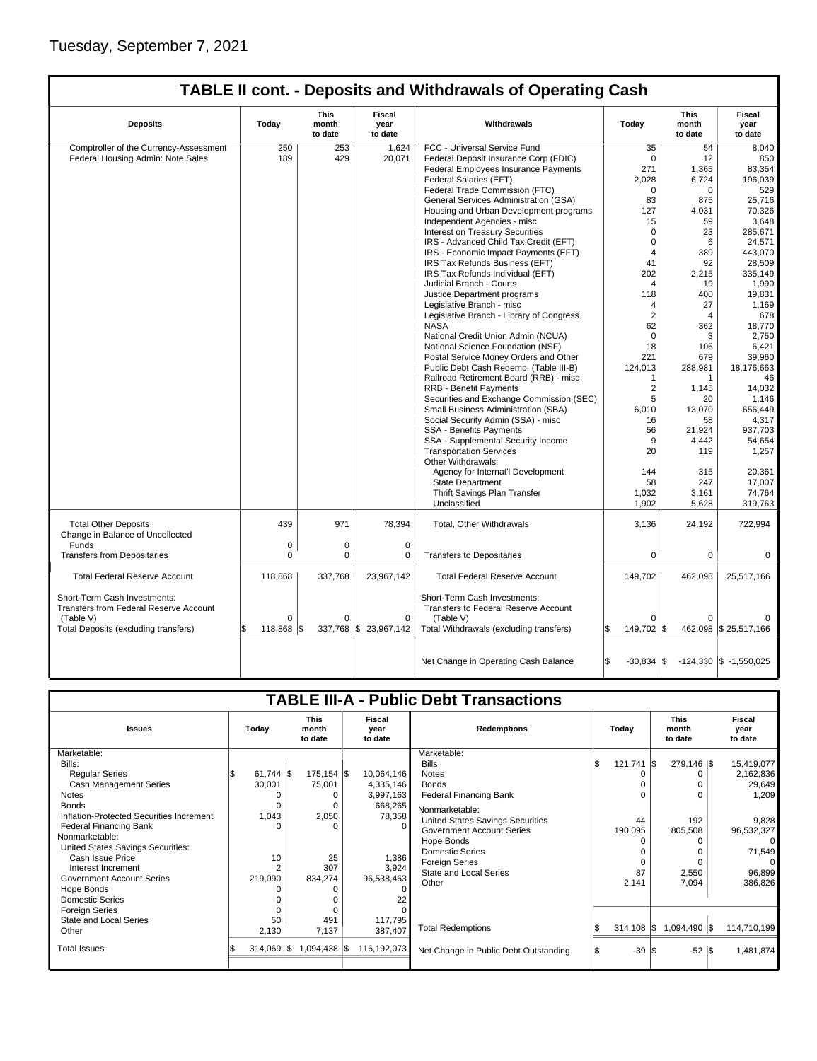Tuesday, September 7, 2021

## TABLE II cont. - Deposits and Withdrawals of Operating Cash

| Deposits | Today | This month to date | Fiscal year to date | Withdrawals | Today | This month to date | Fiscal year to date |
|---|---|---|---|---|---|---|---|
| Comptroller of the Currency-Assessment | 250 | 253 | 1,624 | FCC - Universal Service Fund | 35 | 54 | 8,040 |
| Federal Housing Admin: Note Sales | 189 | 429 | 20,071 | Federal Deposit Insurance Corp (FDIC) | 0 | 12 | 850 |
| | | | | Federal Employees Insurance Payments | 271 | 1,365 | 83,354 |
| | | | | Federal Salaries (EFT) | 2,028 | 6,724 | 196,039 |
| | | | | Federal Trade Commission (FTC) | 0 | 0 | 529 |
| | | | | General Services Administration (GSA) | 83 | 875 | 25,716 |
| | | | | Housing and Urban Development programs | 127 | 4,031 | 70,326 |
| | | | | Independent Agencies - misc | 15 | 59 | 3,648 |
| | | | | Interest on Treasury Securities | 0 | 23 | 285,671 |
| | | | | IRS - Advanced Child Tax Credit (EFT) | 0 | 6 | 24,571 |
| | | | | IRS - Economic Impact Payments (EFT) | 4 | 389 | 443,070 |
| | | | | IRS Tax Refunds Business (EFT) | 41 | 92 | 28,509 |
| | | | | IRS Tax Refunds Individual (EFT) | 202 | 2,215 | 335,149 |
| | | | | Judicial Branch - Courts | 4 | 19 | 1,990 |
| | | | | Justice Department programs | 118 | 400 | 19,831 |
| | | | | Legislative Branch - misc | 4 | 27 | 1,169 |
| | | | | Legislative Branch - Library of Congress | 2 | 4 | 678 |
| | | | | NASA | 62 | 362 | 18,770 |
| | | | | National Credit Union Admin (NCUA) | 0 | 3 | 2,750 |
| | | | | National Science Foundation (NSF) | 18 | 106 | 6,421 |
| | | | | Postal Service Money Orders and Other | 221 | 679 | 39,960 |
| | | | | Public Debt Cash Redemp. (Table III-B) | 124,013 | 288,981 | 18,176,663 |
| | | | | Railroad Retirement Board (RRB) - misc | 1 | 1 | 46 |
| | | | | RRB - Benefit Payments | 2 | 1,145 | 14,032 |
| | | | | Securities and Exchange Commission (SEC) | 5 | 20 | 1,146 |
| | | | | Small Business Administration (SBA) | 6,010 | 13,070 | 656,449 |
| | | | | Social Security Admin (SSA) - misc | 16 | 58 | 4,317 |
| | | | | SSA - Benefits Payments | 56 | 21,924 | 937,703 |
| | | | | SSA - Supplemental Security Income | 9 | 4,442 | 54,654 |
| | | | | Transportation Services | 20 | 119 | 1,257 |
| | | | | Other Withdrawals: | | | |
| | | | | Agency for Internat'l Development | 144 | 315 | 20,361 |
| | | | | State Department | 58 | 247 | 17,007 |
| | | | | Thrift Savings Plan Transfer | 1,032 | 3,161 | 74,764 |
| | | | | Unclassified | 1,902 | 5,628 | 319,763 |
| Total Other Deposits | 439 | 971 | 78,394 | Total, Other Withdrawals | 3,136 | 24,192 | 722,994 |
| Change in Balance of Uncollected Funds | 0 | 0 | 0 | | | | |
| Transfers from Depositaries | 0 | 0 | 0 | Transfers to Depositaries | 0 | 0 | 0 |
| Total Federal Reserve Account | 118,868 | 337,768 | 23,967,142 | Total Federal Reserve Account | 149,702 | 462,098 | 25,517,166 |
| Short-Term Cash Investments: Transfers from Federal Reserve Account (Table V) | 0 | 0 | 0 | Short-Term Cash Investments: Transfers to Federal Reserve Account (Table V) | 0 | 0 | 0 |
| Total Deposits (excluding transfers) | $ 118,868 | $ 337,768 | $ 23,967,142 | Total Withdrawals (excluding transfers) | $ 149,702 | $ 462,098 | $ 25,517,166 |
| | | | | Net Change in Operating Cash Balance | $ -30,834 | $ -124,330 | $ -1,550,025 |

## TABLE III-A - Public Debt Transactions

| Issues | Today | This month to date | Fiscal year to date | Redemptions | Today | This month to date | Fiscal year to date |
|---|---|---|---|---|---|---|---|
| Marketable: | | | | Marketable: | | | |
| Bills: | | | | Bills | $ 121,741 | $ 279,146 | $ 15,419,077 |
| Regular Series | $ 61,744 | $ 175,154 | $ 10,064,146 | Notes | 0 | 0 | 2,162,836 |
| Cash Management Series | 30,001 | 75,001 | 4,335,146 | Bonds | 0 | 0 | 29,649 |
| Notes | 0 | 0 | 3,997,163 | Federal Financing Bank | 0 | 0 | 1,209 |
| Bonds | 0 | 0 | 668,265 | Nonmarketable: | | | |
| Inflation-Protected Securities Increment | 1,043 | 2,050 | 78,358 | United States Savings Securities | 44 | 192 | 9,828 |
| Federal Financing Bank | 0 | 0 | 0 | Government Account Series | 190,095 | 805,508 | 96,532,327 |
| Nonmarketable: | | | | Hope Bonds | 0 | 0 | 0 |
| United States Savings Securities: | | | | Domestic Series | 0 | 0 | 71,549 |
| Cash Issue Price | 10 | 25 | 1,386 | Foreign Series | 0 | 0 | 0 |
| Interest Increment | 2 | 307 | 3,924 | State and Local Series | 87 | 2,550 | 96,899 |
| Government Account Series | 219,090 | 834,274 | 96,538,463 | Other | 2,141 | 7,094 | 386,826 |
| Hope Bonds | 0 | 0 | 0 | | | | |
| Domestic Series | 0 | 0 | 22 | | | | |
| Foreign Series | 0 | 0 | 0 | | | | |
| State and Local Series | 50 | 491 | 117,795 | Total Redemptions | $ 314,108 | $ 1,094,490 | $ 114,710,199 |
| Other | 2,130 | 7,137 | 387,407 | | | | |
| Total Issues | $ 314,069 | $ 1,094,438 | $ 116,192,073 | Net Change in Public Debt Outstanding | $ -39 | $ -52 | $ 1,481,874 |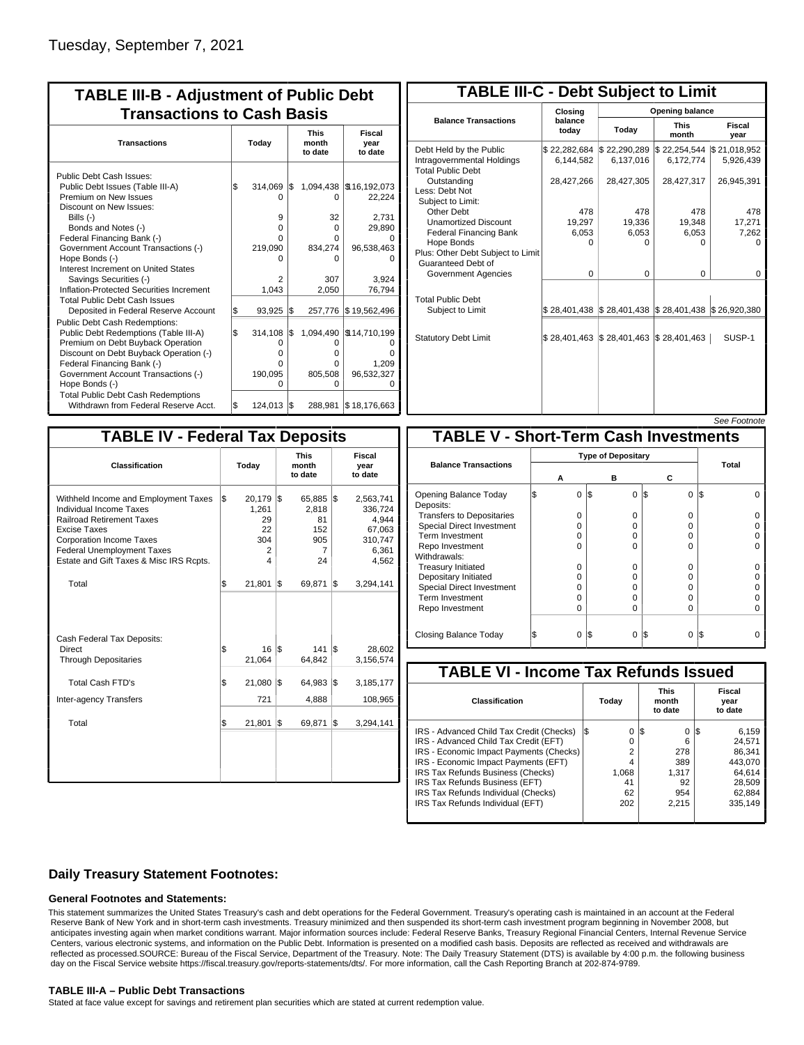Tuesday, September 7, 2021

## TABLE III-B - Adjustment of Public Debt Transactions to Cash Basis

| Transactions | Today | This month to date | Fiscal year to date |
|---|---|---|---|
| Public Debt Cash Issues: | | | |
| Public Debt Issues (Table III-A) | $ 314,069 | $ 1,094,438 | $ 16,192,073 |
| Premium on New Issues | 0 | 0 | 22,224 |
| Discount on New Issues: | | | |
| Bills (-) | 9 | 32 | 2,731 |
| Bonds and Notes (-) | 0 | 0 | 29,890 |
| Federal Financing Bank (-) | 0 | 0 | 0 |
| Government Account Transactions (-) | 219,090 | 834,274 | 96,538,463 |
| Hope Bonds (-) | 0 | 0 | 0 |
| Interest Increment on United States Savings Securities (-) | 2 | 307 | 3,924 |
| Inflation-Protected Securities Increment | 1,043 | 2,050 | 76,794 |
| Total Public Debt Cash Issues Deposited in Federal Reserve Account | $ 93,925 | $ 257,776 | $ 19,562,496 |
| Public Debt Cash Redemptions: | | | |
| Public Debt Redemptions (Table III-A) | $ 314,108 | $ 1,094,490 | $ 14,710,199 |
| Premium on Debt Buyback Operation | 0 | 0 | 0 |
| Discount on Debt Buyback Operation (-) | 0 | 0 | 0 |
| Federal Financing Bank (-) | 0 | 0 | 1,209 |
| Government Account Transactions (-) | 190,095 | 805,508 | 96,532,327 |
| Hope Bonds (-) | 0 | 0 | 0 |
| Total Public Debt Cash Redemptions Withdrawn from Federal Reserve Acct. | $ 124,013 | $ 288,981 | $ 18,176,663 |

## TABLE III-C - Debt Subject to Limit

| Balance Transactions | Closing balance today | Opening balance Today | Opening balance This month | Opening balance Fiscal year |
|---|---|---|---|---|
| Debt Held by the Public | $ 22,282,684 | $ 22,290,289 | $ 22,254,544 | $ 21,018,952 |
| Intragovernmental Holdings | 6,144,582 | 6,137,016 | 6,172,774 | 5,926,439 |
| Total Public Debt Outstanding | 28,427,266 | 28,427,305 | 28,427,317 | 26,945,391 |
| Less: Debt Not Subject to Limit: | | | | |
| Other Debt | 478 | 478 | 478 | 478 |
| Unamortized Discount | 19,297 | 19,336 | 19,348 | 17,271 |
| Federal Financing Bank | 6,053 | 6,053 | 6,053 | 7,262 |
| Hope Bonds | 0 | 0 | 0 | 0 |
| Plus: Other Debt Subject to Limit Guaranteed Debt of Government Agencies | 0 | 0 | 0 | 0 |
| Total Public Debt Subject to Limit | $ 28,401,438 | $ 28,401,438 | $ 28,401,438 | $ 26,920,380 |
| Statutory Debt Limit | $ 28,401,463 | $ 28,401,463 | $ 28,401,463 | SUSP-1 |

*See Footnote*

## TABLE IV - Federal Tax Deposits

| Classification | Today | This month to date | Fiscal year to date |
|---|---|---|---|
| Withheld Income and Employment Taxes | $ 20,179 | $ 65,885 | $ 2,563,741 |
| Individual Income Taxes | 1,261 | 2,818 | 336,724 |
| Railroad Retirement Taxes | 29 | 81 | 4,944 |
| Excise Taxes | 22 | 152 | 67,063 |
| Corporation Income Taxes | 304 | 905 | 310,747 |
| Federal Unemployment Taxes | 2 | 7 | 6,361 |
| Estate and Gift Taxes & Misc IRS Rcpts. | 4 | 24 | 4,562 |
| Total | $ 21,801 | $ 69,871 | $ 3,294,141 |
| Cash Federal Tax Deposits: | | | |
| Direct | $ 16 | $ 141 | $ 28,602 |
| Through Depositaries | 21,064 | 64,842 | 3,156,574 |
| Total Cash FTD's | $ 21,080 | $ 64,983 | $ 3,185,177 |
| Inter-agency Transfers | 721 | 4,888 | 108,965 |
| Total | $ 21,801 | $ 69,871 | $ 3,294,141 |

## TABLE V - Short-Term Cash Investments

| Balance Transactions | Type of Depositary A | B | C | Total |
|---|---|---|---|---|
| Opening Balance Today | $ 0 | $ 0 | $ 0 | $ 0 |
| Deposits: | | | | |
| Transfers to Depositaries | 0 | 0 | 0 | 0 |
| Special Direct Investment | 0 | 0 | 0 | 0 |
| Term Investment | 0 | 0 | 0 | 0 |
| Repo Investment | 0 | 0 | 0 | 0 |
| Withdrawals: | | | | |
| Treasury Initiated | 0 | 0 | 0 | 0 |
| Depositary Initiated | 0 | 0 | 0 | 0 |
| Special Direct Investment | 0 | 0 | 0 | 0 |
| Term Investment | 0 | 0 | 0 | 0 |
| Repo Investment | 0 | 0 | 0 | 0 |
| Closing Balance Today | $ 0 | $ 0 | $ 0 | $ 0 |

## TABLE VI - Income Tax Refunds Issued

| Classification | Today | This month to date | Fiscal year to date |
|---|---|---|---|
| IRS - Advanced Child Tax Credit (Checks) | $ 0 | $ 0 | $ 6,159 |
| IRS - Advanced Child Tax Credit (EFT) | 0 | 6 | 24,571 |
| IRS - Economic Impact Payments (Checks) | 2 | 278 | 86,341 |
| IRS - Economic Impact Payments (EFT) | 4 | 389 | 443,070 |
| IRS Tax Refunds Business (Checks) | 1,068 | 1,317 | 64,614 |
| IRS Tax Refunds Business (EFT) | 41 | 92 | 28,509 |
| IRS Tax Refunds Individual (Checks) | 62 | 954 | 62,884 |
| IRS Tax Refunds Individual (EFT) | 202 | 2,215 | 335,149 |

### Daily Treasury Statement Footnotes:

#### General Footnotes and Statements:

This statement summarizes the United States Treasury's cash and debt operations for the Federal Government. Treasury's operating cash is maintained in an account at the Federal Reserve Bank of New York and in short-term cash investments. Treasury minimized and then suspended its short-term cash investment program beginning in November 2008, but anticipates investing again when market conditions warrant. Major information sources include: Federal Reserve Banks, Treasury Regional Financial Centers, Internal Revenue Service Centers, various electronic systems, and information on the Public Debt. Information is presented on a modified cash basis. Deposits are reflected as received and withdrawals are reflected as processed.SOURCE: Bureau of the Fiscal Service, Department of the Treasury. Note: The Daily Treasury Statement (DTS) is available by 4:00 p.m. the following business day on the Fiscal Service website https://fiscal.treasury.gov/reports-statements/dts/. For more information, call the Cash Reporting Branch at 202-874-9789.

#### TABLE III-A – Public Debt Transactions

Stated at face value except for savings and retirement plan securities which are stated at current redemption value.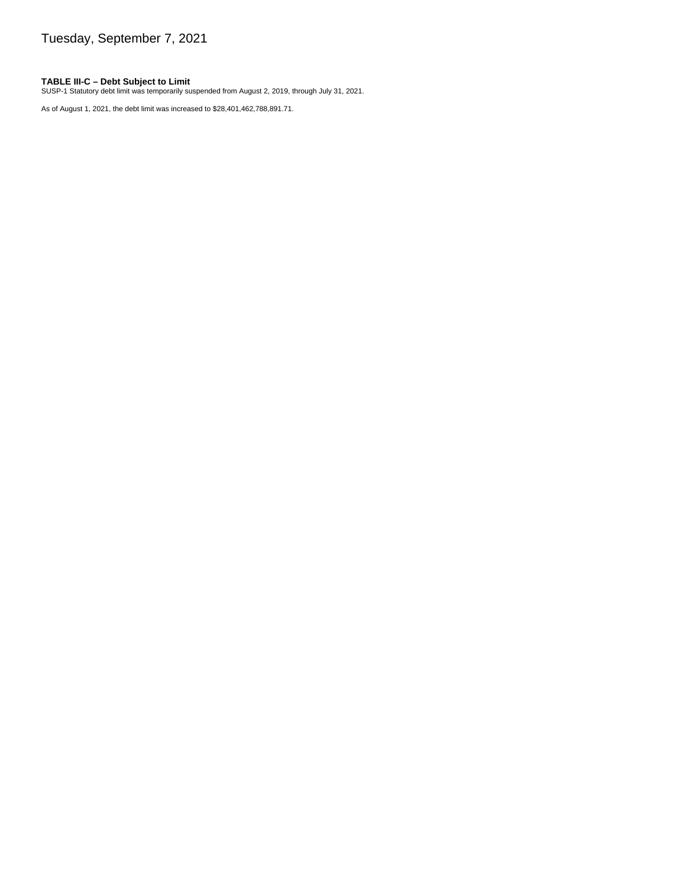Tuesday, September 7, 2021

**TABLE III-C – Debt Subject to Limit**

SUSP-1 Statutory debt limit was temporarily suspended from August 2, 2019, through July 31, 2021.

As of August 1, 2021, the debt limit was increased to $28,401,462,788,891.71.